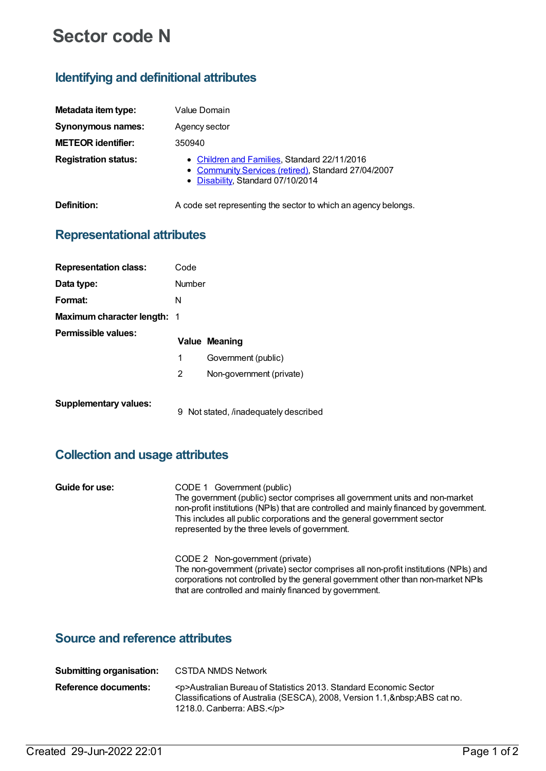# Sector code N

## Identifying and definitional attributes

| | |
|---|---|
| **Metadata item type:** | Value Domain |
| **Synonymous names:** | Agency sector |
| **METEOR identifier:** | 350940 |
| **Registration status:** | • Children and Families, Standard 22/11/2016<br>• Community Services (retired), Standard 27/04/2007<br>• Disability, Standard 07/10/2014 |
| **Definition:** | A code set representing the sector to which an agency belongs. |

## Representational attributes

| | |
|---|---|
| **Representation class:** | Code |
| **Data type:** | Number |
| **Format:** | N |
| **Maximum character length:** | 1 |

**Permissible values:**

| Value | Meaning |
|---|---|
| 1 | Government (public) |
| 2 | Non-government (private) |

**Supplementary values:**

| Value | Meaning |
|---|---|
| 9 | Not stated, /inadequately described |

## Collection and usage attributes

**Guide for use:**

CODE 1 Government (public)
The government (public) sector comprises all government units and non-market non-profit institutions (NPIs) that are controlled and mainly financed by government. This includes all public corporations and the general government sector represented by the three levels of government.

CODE 2 Non-government (private)
The non-government (private) sector comprises all non-profit institutions (NPIs) and corporations not controlled by the general government other than non-market NPIs that are controlled and mainly financed by government.

## Source and reference attributes

| | |
|---|---|
| **Submitting organisation:** | CSTDA NMDS Network |
| **Reference documents:** | <p>Australian Bureau of Statistics 2013. Standard Economic Sector Classifications of Australia (SESCA), 2008, Version 1.1,&nbsp;ABS cat no. 1218.0. Canberra: ABS.</p> |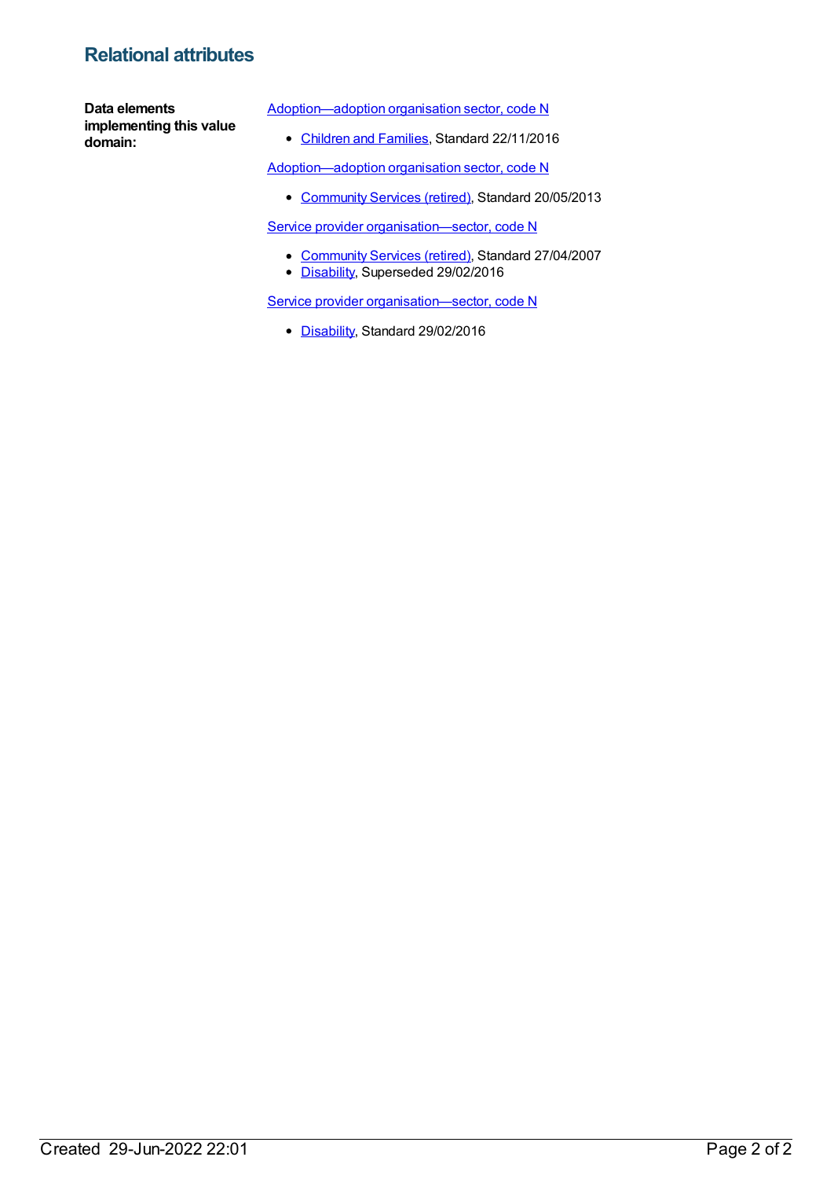## Relational attributes

**Data elements implementing this value domain:**

Adoption—adoption organisation sector, code N

- Children and Families, Standard 22/11/2016

Adoption—adoption organisation sector, code N

- Community Services (retired), Standard 20/05/2013

Service provider organisation—sector, code N

- Community Services (retired), Standard 27/04/2007
- Disability, Superseded 29/02/2016

Service provider organisation—sector, code N

- Disability, Standard 29/02/2016